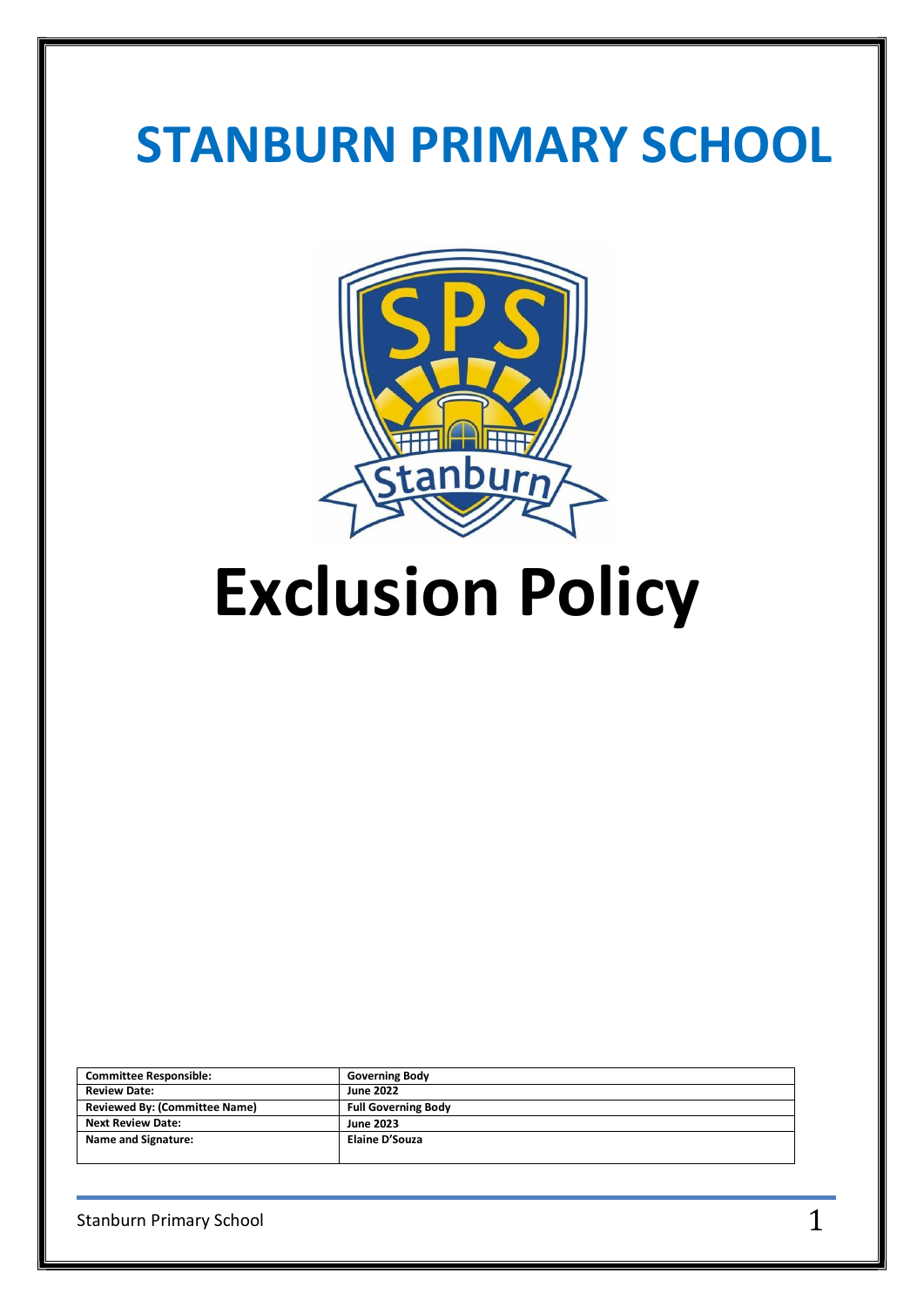# STANBURN PRIMARY SCHOOL

# Exclusion Policy

| Committee Responsible: | Governing Body |
| --- | --- |
| Review Date: | June 2022 |
| Reviewed By: (Committee Name) | Full Governing Body |
| Next Review Date: | June 2023 |
| Name and Signature: | Elaine D'Souza |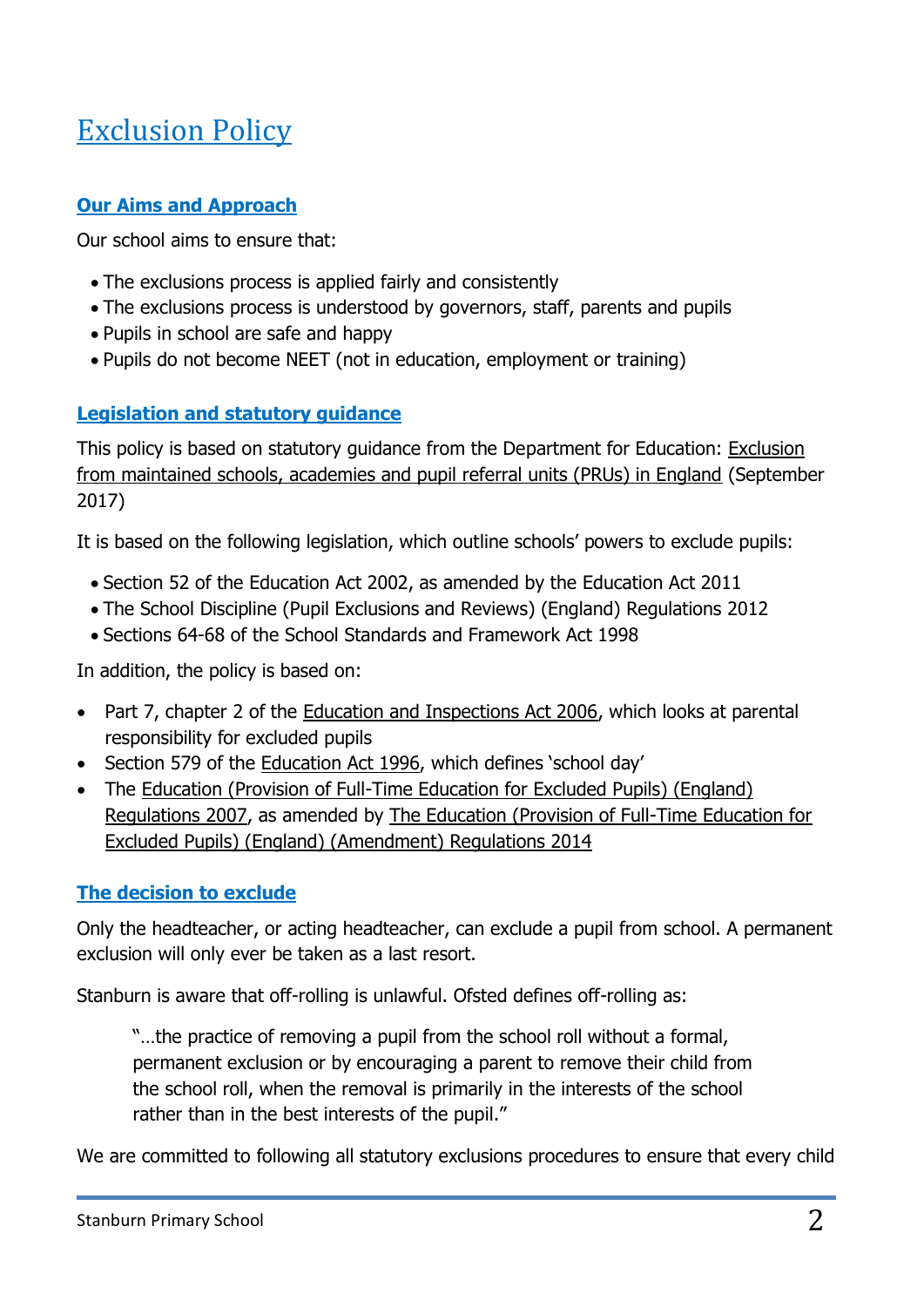# Exclusion Policy

## Our Aims and Approach

Our school aims to ensure that:

- The exclusions process is applied fairly and consistently
- The exclusions process is understood by governors, staff, parents and pupils
- Pupils in school are safe and happy
- Pupils do not become NEET (not in education, employment or training)

## Legislation and statutory guidance

This policy is based on statutory guidance from the Department for Education: Exclusion from maintained schools, academies and pupil referral units (PRUs) in England (September 2017)

It is based on the following legislation, which outline schools' powers to exclude pupils:

- Section 52 of the Education Act 2002, as amended by the Education Act 2011
- The School Discipline (Pupil Exclusions and Reviews) (England) Regulations 2012
- Sections 64-68 of the School Standards and Framework Act 1998

In addition, the policy is based on:

- Part 7, chapter 2 of the Education and Inspections Act 2006, which looks at parental responsibility for excluded pupils
- Section 579 of the Education Act 1996, which defines 'school day'
- The Education (Provision of Full-Time Education for Excluded Pupils) (England) Regulations 2007, as amended by The Education (Provision of Full-Time Education for Excluded Pupils) (England) (Amendment) Regulations 2014

## The decision to exclude

Only the headteacher, or acting headteacher, can exclude a pupil from school. A permanent exclusion will only ever be taken as a last resort.

Stanburn is aware that off-rolling is unlawful. Ofsted defines off-rolling as:

> "…the practice of removing a pupil from the school roll without a formal, permanent exclusion or by encouraging a parent to remove their child from the school roll, when the removal is primarily in the interests of the school rather than in the best interests of the pupil."

We are committed to following all statutory exclusions procedures to ensure that every child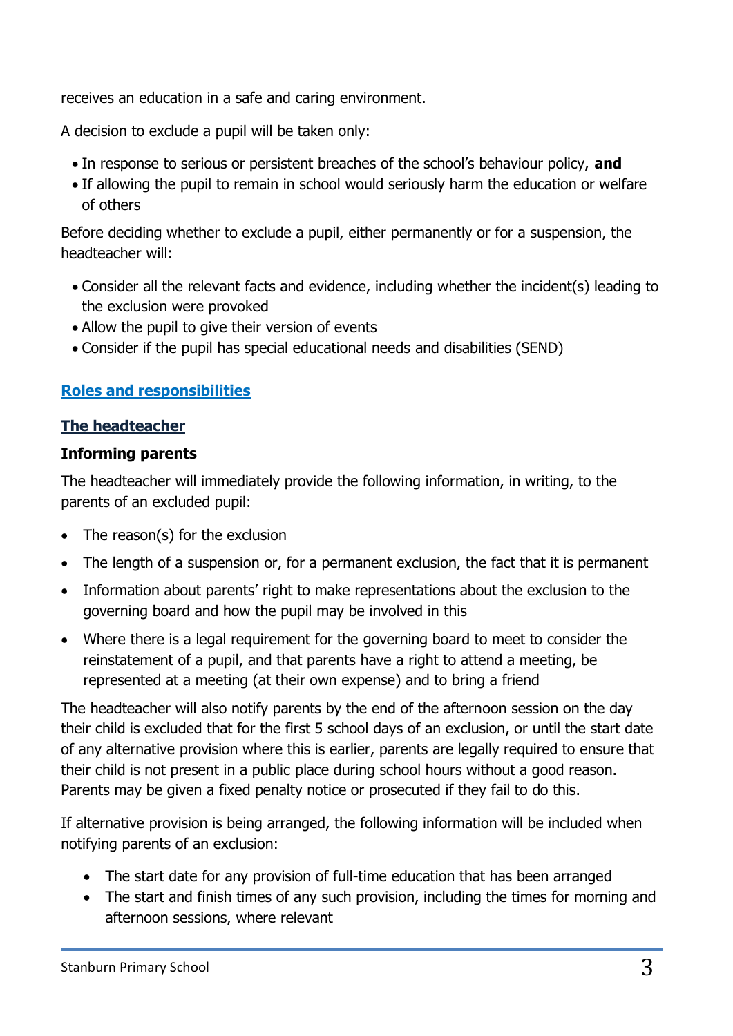receives an education in a safe and caring environment.

A decision to exclude a pupil will be taken only:

- In response to serious or persistent breaches of the school's behaviour policy, **and**
- If allowing the pupil to remain in school would seriously harm the education or welfare of others

Before deciding whether to exclude a pupil, either permanently or for a suspension, the headteacher will:

- Consider all the relevant facts and evidence, including whether the incident(s) leading to the exclusion were provoked
- Allow the pupil to give their version of events
- Consider if the pupil has special educational needs and disabilities (SEND)

## Roles and responsibilities

### The headteacher

**Informing parents**

The headteacher will immediately provide the following information, in writing, to the parents of an excluded pupil:

- The reason(s) for the exclusion
- The length of a suspension or, for a permanent exclusion, the fact that it is permanent
- Information about parents' right to make representations about the exclusion to the governing board and how the pupil may be involved in this
- Where there is a legal requirement for the governing board to meet to consider the reinstatement of a pupil, and that parents have a right to attend a meeting, be represented at a meeting (at their own expense) and to bring a friend

The headteacher will also notify parents by the end of the afternoon session on the day their child is excluded that for the first 5 school days of an exclusion, or until the start date of any alternative provision where this is earlier, parents are legally required to ensure that their child is not present in a public place during school hours without a good reason. Parents may be given a fixed penalty notice or prosecuted if they fail to do this.

If alternative provision is being arranged, the following information will be included when notifying parents of an exclusion:

- The start date for any provision of full-time education that has been arranged
- The start and finish times of any such provision, including the times for morning and afternoon sessions, where relevant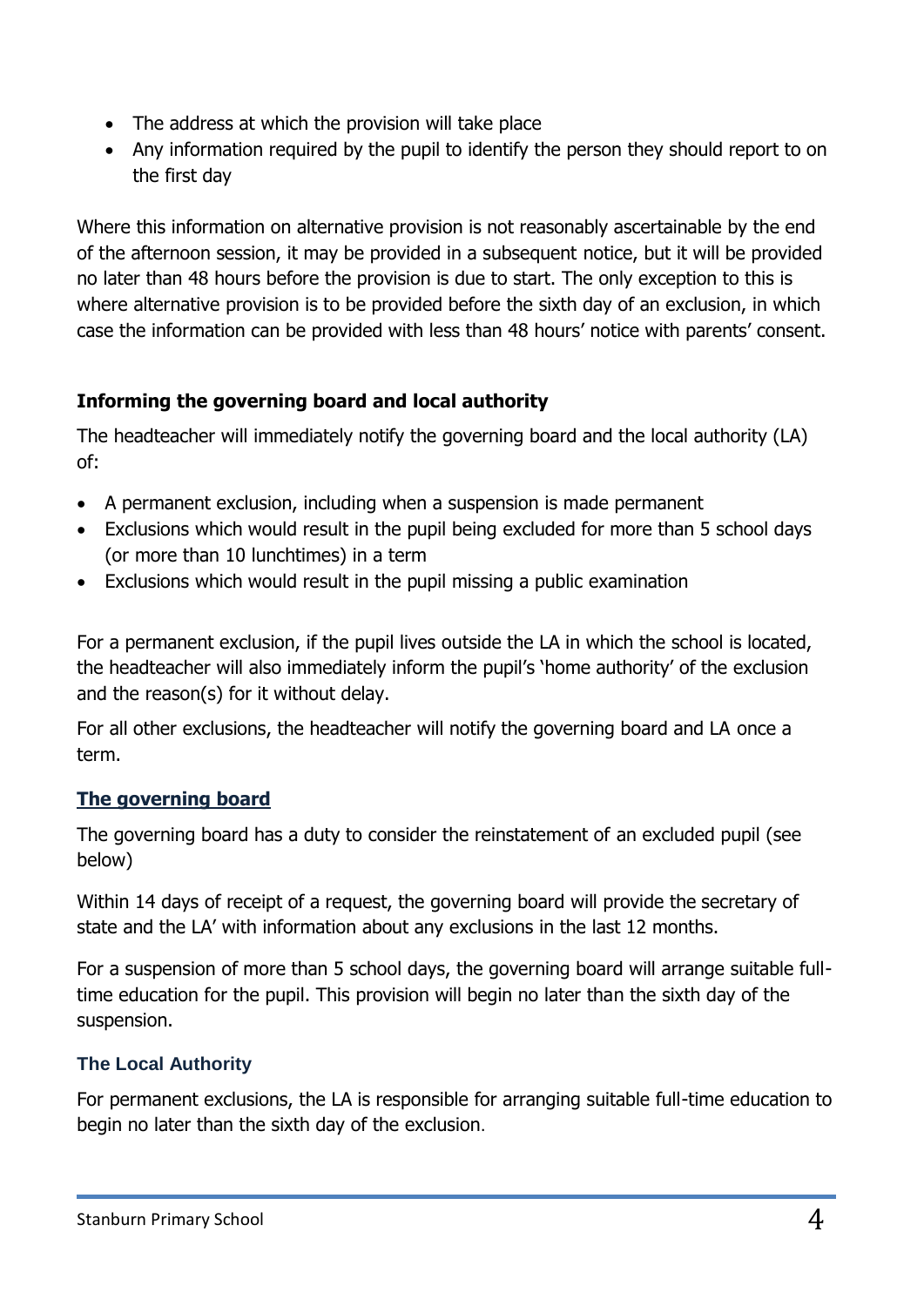- The address at which the provision will take place
- Any information required by the pupil to identify the person they should report to on the first day

Where this information on alternative provision is not reasonably ascertainable by the end of the afternoon session, it may be provided in a subsequent notice, but it will be provided no later than 48 hours before the provision is due to start. The only exception to this is where alternative provision is to be provided before the sixth day of an exclusion, in which case the information can be provided with less than 48 hours' notice with parents' consent.

### Informing the governing board and local authority

The headteacher will immediately notify the governing board and the local authority (LA) of:

- A permanent exclusion, including when a suspension is made permanent
- Exclusions which would result in the pupil being excluded for more than 5 school days (or more than 10 lunchtimes) in a term
- Exclusions which would result in the pupil missing a public examination

For a permanent exclusion, if the pupil lives outside the LA in which the school is located, the headteacher will also immediately inform the pupil's 'home authority' of the exclusion and the reason(s) for it without delay.

For all other exclusions, the headteacher will notify the governing board and LA once a term.

### The governing board

The governing board has a duty to consider the reinstatement of an excluded pupil (see below)

Within 14 days of receipt of a request, the governing board will provide the secretary of state and the LA' with information about any exclusions in the last 12 months.

For a suspension of more than 5 school days, the governing board will arrange suitable full-time education for the pupil. This provision will begin no later than the sixth day of the suspension.

### The Local Authority

For permanent exclusions, the LA is responsible for arranging suitable full-time education to begin no later than the sixth day of the exclusion.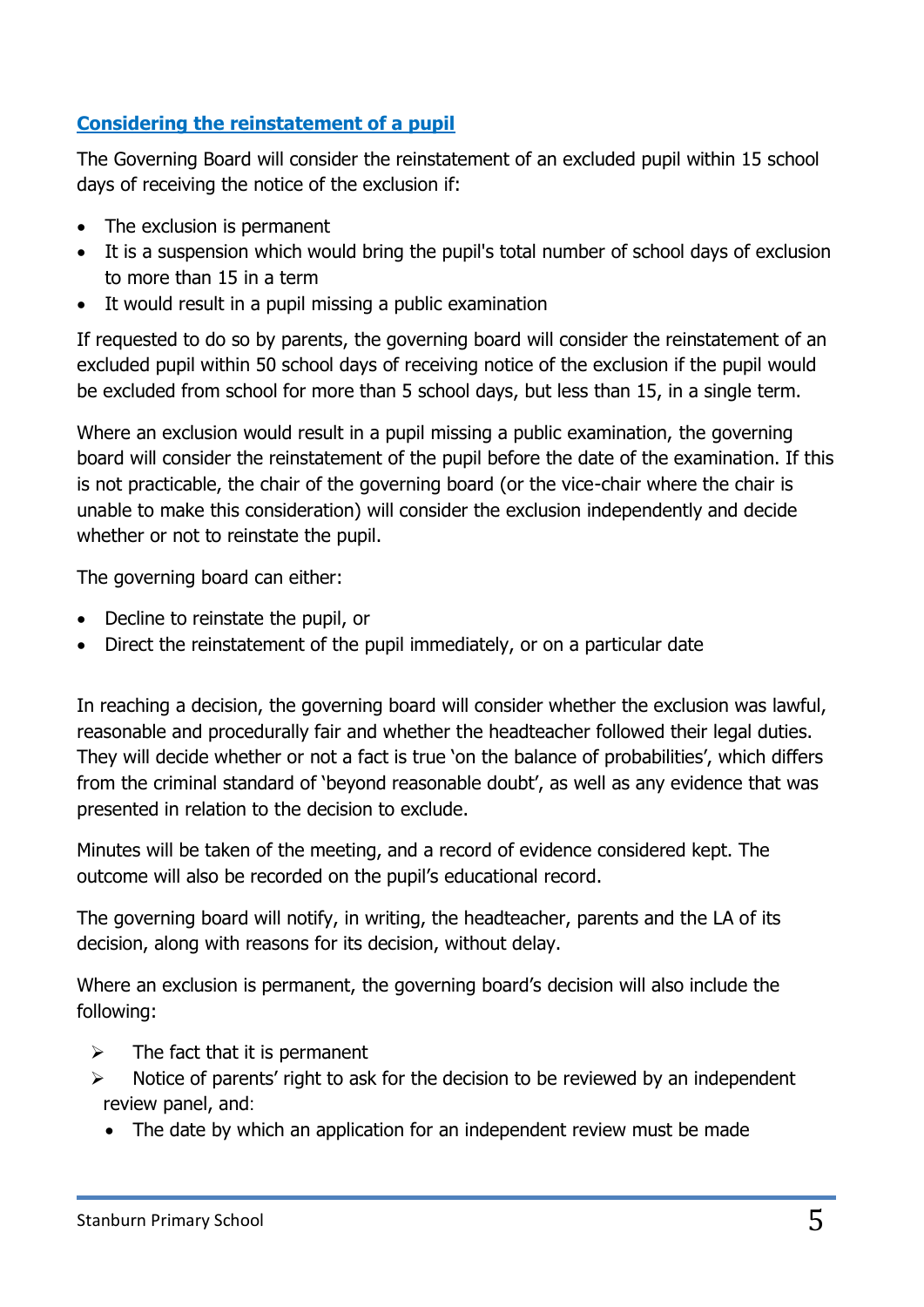## Considering the reinstatement of a pupil

The Governing Board will consider the reinstatement of an excluded pupil within 15 school days of receiving the notice of the exclusion if:

- The exclusion is permanent
- It is a suspension which would bring the pupil's total number of school days of exclusion to more than 15 in a term
- It would result in a pupil missing a public examination

If requested to do so by parents, the governing board will consider the reinstatement of an excluded pupil within 50 school days of receiving notice of the exclusion if the pupil would be excluded from school for more than 5 school days, but less than 15, in a single term.

Where an exclusion would result in a pupil missing a public examination, the governing board will consider the reinstatement of the pupil before the date of the examination. If this is not practicable, the chair of the governing board (or the vice-chair where the chair is unable to make this consideration) will consider the exclusion independently and decide whether or not to reinstate the pupil.

The governing board can either:

- Decline to reinstate the pupil, or
- Direct the reinstatement of the pupil immediately, or on a particular date

In reaching a decision, the governing board will consider whether the exclusion was lawful, reasonable and procedurally fair and whether the headteacher followed their legal duties. They will decide whether or not a fact is true 'on the balance of probabilities', which differs from the criminal standard of 'beyond reasonable doubt', as well as any evidence that was presented in relation to the decision to exclude.

Minutes will be taken of the meeting, and a record of evidence considered kept. The outcome will also be recorded on the pupil's educational record.

The governing board will notify, in writing, the headteacher, parents and the LA of its decision, along with reasons for its decision, without delay.

Where an exclusion is permanent, the governing board's decision will also include the following:

- The fact that it is permanent
- Notice of parents' right to ask for the decision to be reviewed by an independent review panel, and:
  - The date by which an application for an independent review must be made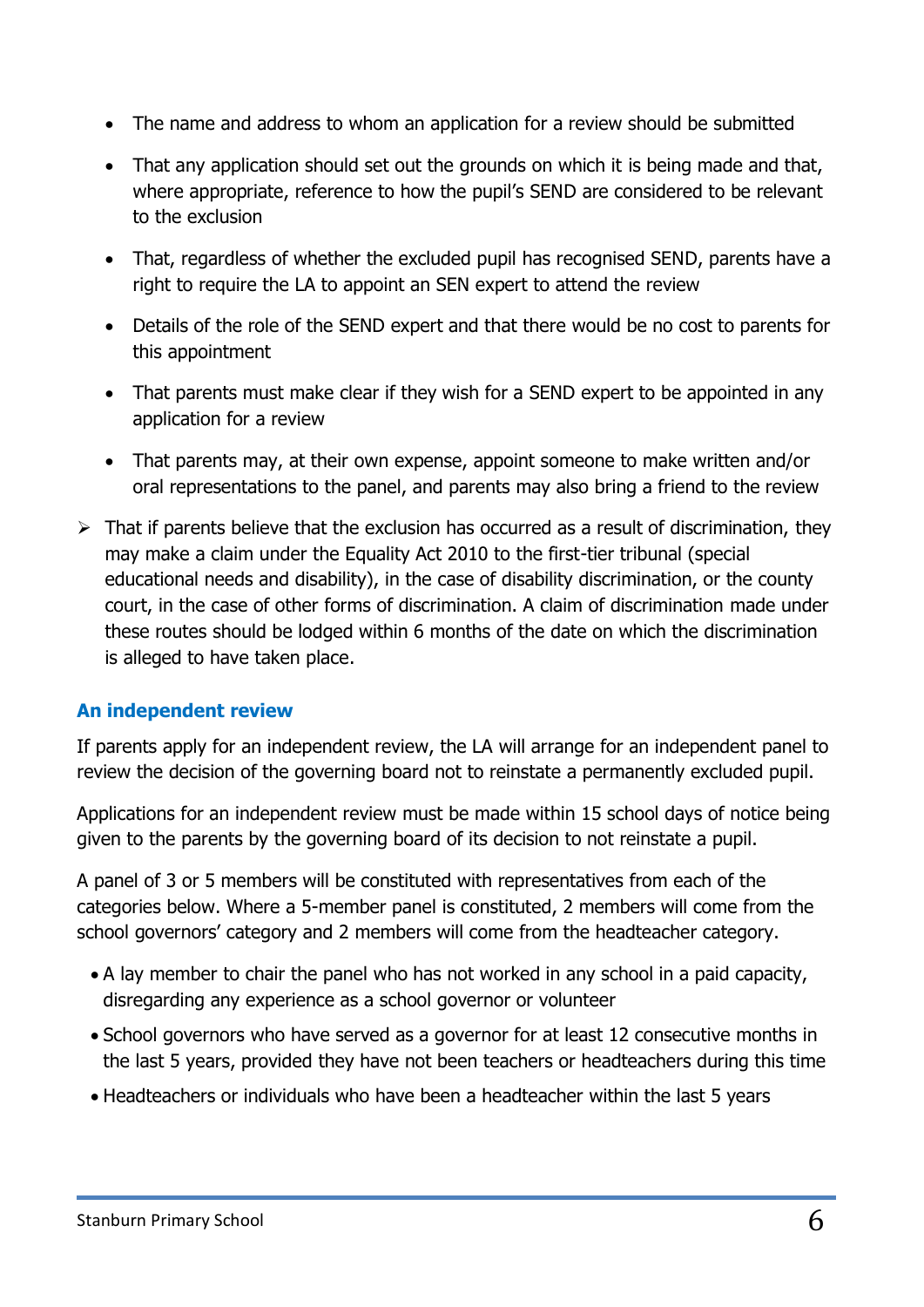- The name and address to whom an application for a review should be submitted
- That any application should set out the grounds on which it is being made and that, where appropriate, reference to how the pupil's SEND are considered to be relevant to the exclusion
- That, regardless of whether the excluded pupil has recognised SEND, parents have a right to require the LA to appoint an SEN expert to attend the review
- Details of the role of the SEND expert and that there would be no cost to parents for this appointment
- That parents must make clear if they wish for a SEND expert to be appointed in any application for a review
- That parents may, at their own expense, appoint someone to make written and/or oral representations to the panel, and parents may also bring a friend to the review

- That if parents believe that the exclusion has occurred as a result of discrimination, they may make a claim under the Equality Act 2010 to the first-tier tribunal (special educational needs and disability), in the case of disability discrimination, or the county court, in the case of other forms of discrimination. A claim of discrimination made under these routes should be lodged within 6 months of the date on which the discrimination is alleged to have taken place.

### An independent review

If parents apply for an independent review, the LA will arrange for an independent panel to review the decision of the governing board not to reinstate a permanently excluded pupil.

Applications for an independent review must be made within 15 school days of notice being given to the parents by the governing board of its decision to not reinstate a pupil.

A panel of 3 or 5 members will be constituted with representatives from each of the categories below. Where a 5-member panel is constituted, 2 members will come from the school governors' category and 2 members will come from the headteacher category.

- A lay member to chair the panel who has not worked in any school in a paid capacity, disregarding any experience as a school governor or volunteer
- School governors who have served as a governor for at least 12 consecutive months in the last 5 years, provided they have not been teachers or headteachers during this time
- Headteachers or individuals who have been a headteacher within the last 5 years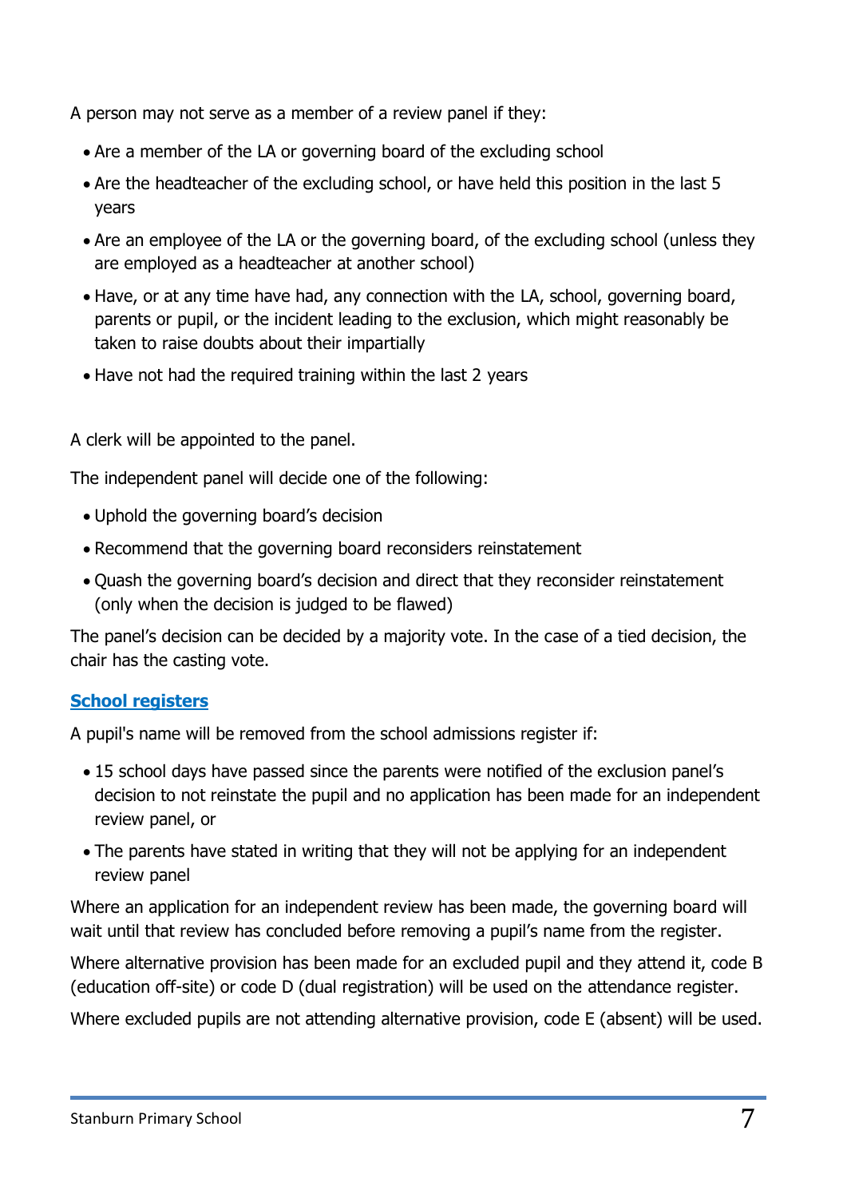A person may not serve as a member of a review panel if they:

- Are a member of the LA or governing board of the excluding school
- Are the headteacher of the excluding school, or have held this position in the last 5 years
- Are an employee of the LA or the governing board, of the excluding school (unless they are employed as a headteacher at another school)
- Have, or at any time have had, any connection with the LA, school, governing board, parents or pupil, or the incident leading to the exclusion, which might reasonably be taken to raise doubts about their impartially
- Have not had the required training within the last 2 years

A clerk will be appointed to the panel.

The independent panel will decide one of the following:

- Uphold the governing board's decision
- Recommend that the governing board reconsiders reinstatement
- Quash the governing board's decision and direct that they reconsider reinstatement (only when the decision is judged to be flawed)

The panel's decision can be decided by a majority vote. In the case of a tied decision, the chair has the casting vote.

## School registers

A pupil's name will be removed from the school admissions register if:

- 15 school days have passed since the parents were notified of the exclusion panel's decision to not reinstate the pupil and no application has been made for an independent review panel, or
- The parents have stated in writing that they will not be applying for an independent review panel

Where an application for an independent review has been made, the governing board will wait until that review has concluded before removing a pupil's name from the register.

Where alternative provision has been made for an excluded pupil and they attend it, code B (education off-site) or code D (dual registration) will be used on the attendance register.

Where excluded pupils are not attending alternative provision, code E (absent) will be used.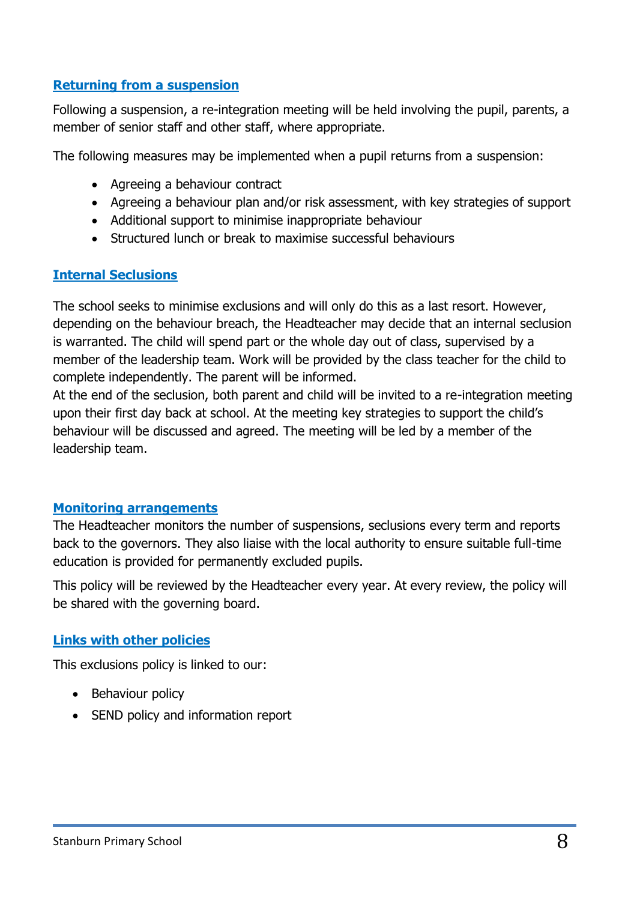## Returning from a suspension

Following a suspension, a re-integration meeting will be held involving the pupil, parents, a member of senior staff and other staff, where appropriate.

The following measures may be implemented when a pupil returns from a suspension:

- Agreeing a behaviour contract
- Agreeing a behaviour plan and/or risk assessment, with key strategies of support
- Additional support to minimise inappropriate behaviour
- Structured lunch or break to maximise successful behaviours

## Internal Seclusions

The school seeks to minimise exclusions and will only do this as a last resort. However, depending on the behaviour breach, the Headteacher may decide that an internal seclusion is warranted. The child will spend part or the whole day out of class, supervised by a member of the leadership team. Work will be provided by the class teacher for the child to complete independently. The parent will be informed.
At the end of the seclusion, both parent and child will be invited to a re-integration meeting upon their first day back at school. At the meeting key strategies to support the child's behaviour will be discussed and agreed. The meeting will be led by a member of the leadership team.

## Monitoring arrangements

The Headteacher monitors the number of suspensions, seclusions every term and reports back to the governors. They also liaise with the local authority to ensure suitable full-time education is provided for permanently excluded pupils.

This policy will be reviewed by the Headteacher every year. At every review, the policy will be shared with the governing board.

## Links with other policies

This exclusions policy is linked to our:

- Behaviour policy
- SEND policy and information report